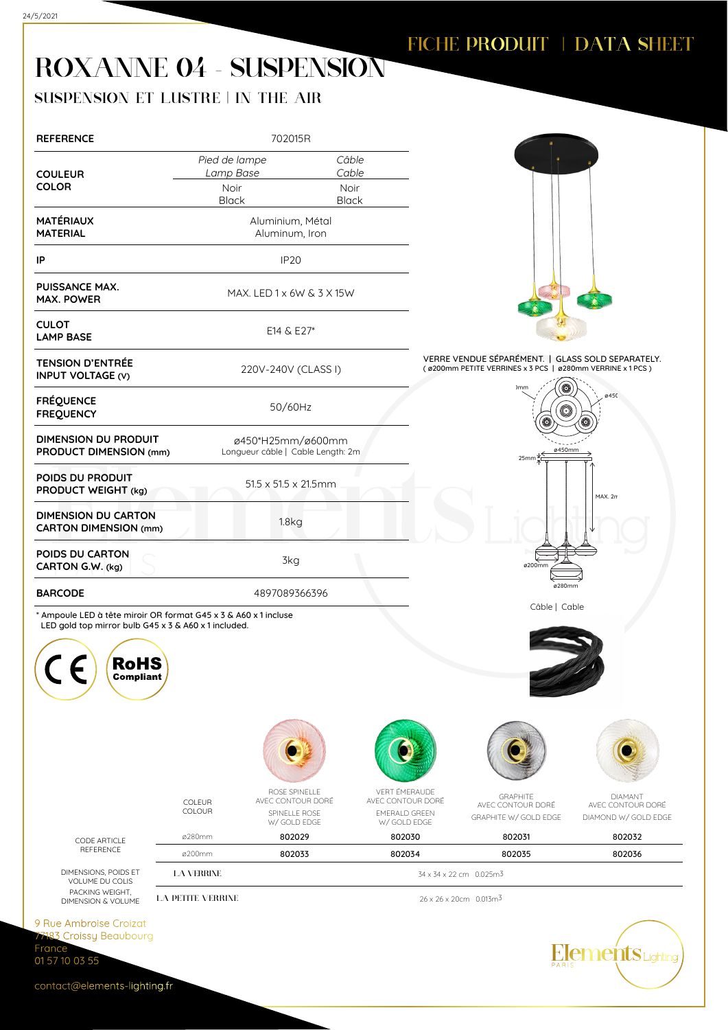# ROXANNE 04 - SUSPENSION

## SUSPENSION ET LUSTRE | IN THE AIR

FICHE PRODUIT | DATA SHEET

| | | |
|---|---|---|
| **REFERENCE** | 702015R | |
| **COULEUR COLOR** | *Pied de lampe Lamp Base* | *Câble Cable* |
| | Noir Black | Noir Black |
| **MATÉRIAUX MATERIAL** | Aluminium, Métal Aluminum, Iron | |
| **IP** | IP20 | |
| **PUISSANCE MAX. MAX. POWER** | MAX. LED 1 x 6W & 3 X 15W | |
| **CULOT LAMP BASE** | E14 & E27* | |
| **TENSION D'ENTRÉE INPUT VOLTAGE (V)** | 220V-240V (CLASS I) | |
| **FRÉQUENCE FREQUENCY** | 50/60Hz | |
| **DIMENSION DU PRODUIT PRODUCT DIMENSION (mm)** | ø450*H25mm/ø600mm Longueur câble \| Cable Length: 2m | |
| **POIDS DU PRODUIT PRODUCT WEIGHT (kg)** | 51.5 x 51.5 x 21.5mm | |
| **DIMENSION DU CARTON CARTON DIMENSION (mm)** | 1.8kg | |
| **POIDS DU CARTON CARTON G.W. (kg)** | 3kg | |
| **BARCODE** | 4897089366396 | |

\* Ampoule LED à tête miroir OR format G45 x 3 & A60 x 1 incluse
LED gold top mirror bulb G45 x 3 & A60 x 1 included.

CE RoHS Compliant

VERRE VENDUE SÉPARÉMENT. | GLASS SOLD SEPARATELY.
( ø200mm PETITE VERRINES x 3 PCS | ø280mm VERRINE x 1 PCS )

ø450mm, 25mm, MAX. 2m, ø200mm, ø280mm

Câble | Cable

| | COLEUR COLOUR | ROSE SPINELLE AVEC CONTOUR DORÉ SPINELLE ROSE W/ GOLD EDGE | VERT ÉMERAUDE AVEC CONTOUR DORÉ EMERALD GREEN W/ GOLD EDGE | GRAPHITE AVEC CONTOUR DORÉ GRAPHITE W/ GOLD EDGE | DIAMANT AVEC CONTOUR DORÉ DIAMOND W/ GOLD EDGE |
|---|---|---|---|---|---|
| CODE ARTICLE REFERENCE | ø280mm | 802029 | 802030 | 802031 | 802032 |
| | ø200mm | 802033 | 802034 | 802035 | 802036 |
| DIMENSIONS, POIDS ET VOLUME DU COLIS PACKING WEIGHT, DIMENSION & VOLUME | LA VERRINE | 34 x 34 x 22 cm 0.025m3 | | | |
| | LA PETITE VERRINE | 26 x 26 x 20cm 0.013m3 | | | |

9 Rue Ambroise Croizat
77183 Croissy Beaubourg
France
01 57 10 03 55

contact@elements-lighting.fr

Elements Lighting PARIS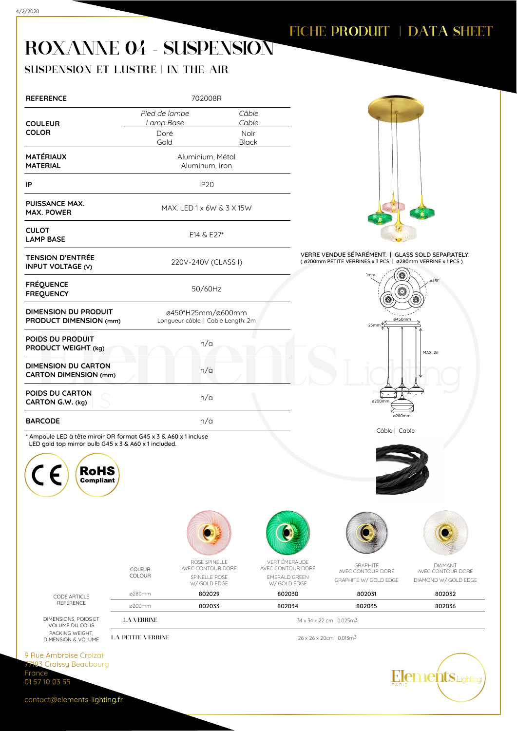# ROXANNE 04 - SUSPENSION

FICHE PRODUIT | DATA SHEET

## SUSPENSION ET LUSTRE | IN THE AIR

| | | |
|---|---|---|
| **REFERENCE** | 702008R | |
| **COULEUR COLOR** | *Pied de lampe Lamp Base* | *Câble Cable* |
| | Doré Gold | Noir Black |
| **MATÉRIAUX MATERIAL** | Aluminium, Métal Aluminum, Iron | |
| **IP** | IP20 | |
| **PUISSANCE MAX. MAX. POWER** | MAX. LED 1 x 6W & 3 X 15W | |
| **CULOT LAMP BASE** | E14 & E27* | |
| **TENSION D'ENTRÉE INPUT VOLTAGE (V)** | 220V-240V (CLASS I) | |
| **FRÉQUENCE FREQUENCY** | 50/60Hz | |
| **DIMENSION DU PRODUIT PRODUCT DIMENSION (mm)** | ø450*H25mm/ø600mm Longueur câble \| Cable Length: 2m | |
| **POIDS DU PRODUIT PRODUCT WEIGHT (kg)** | n/a | |
| **DIMENSION DU CARTON CARTON DIMENSION (mm)** | n/a | |
| **POIDS DU CARTON CARTON G.W. (kg)** | n/a | |
| **BARCODE** | n/a | |

* Ampoule LED à tête miroir OR format G45 x 3 & A60 x 1 incluse
LED gold top mirror bulb G45 x 3 & A60 x 1 included.

CE | RoHS Compliant

VERRE VENDUE SÉPARÉMENT. | GLASS SOLD SEPARATELY.
( ø200mm PETITE VERRINES x 3 PCS | ø280mm VERRINE x 1 PCS )

ø450mm
25mm
MAX. 2m
ø200mm
ø280mm

Câble | Cable

| | COLEUR COLOUR | ROSE SPINELLE AVEC CONTOUR DORÉ SPINELLE ROSE W/ GOLD EDGE | VERT ÉMERAUDE AVEC CONTOUR DORÉ EMERALD GREEN W/ GOLD EDGE | GRAPHITE AVEC CONTOUR DORÉ GRAPHITE W/ GOLD EDGE | DIAMANT AVEC CONTOUR DORÉ DIAMOND W/ GOLD EDGE |
|---|---|---|---|---|---|
| CODE ARTICLE REFERENCE | ø280mm | 802029 | 802030 | 802031 | 802032 |
| | ø200mm | 802033 | 802034 | 802035 | 802036 |
| DIMENSIONS, POIDS ET VOLUME DU COLIS PACKING WEIGHT, DIMENSION & VOLUME | LA VERRINE | 34 x 34 x 22 cm 0.025m3 | | | |
| | LA PETITE VERRINE | 26 x 26 x 20cm 0.013m3 | | | |

9 Rue Ambroise Croizat
77183 Croissy Beaubourg
France
01 57 10 03 55

contact@elements-lighting.fr

Elements Lighting PARIS